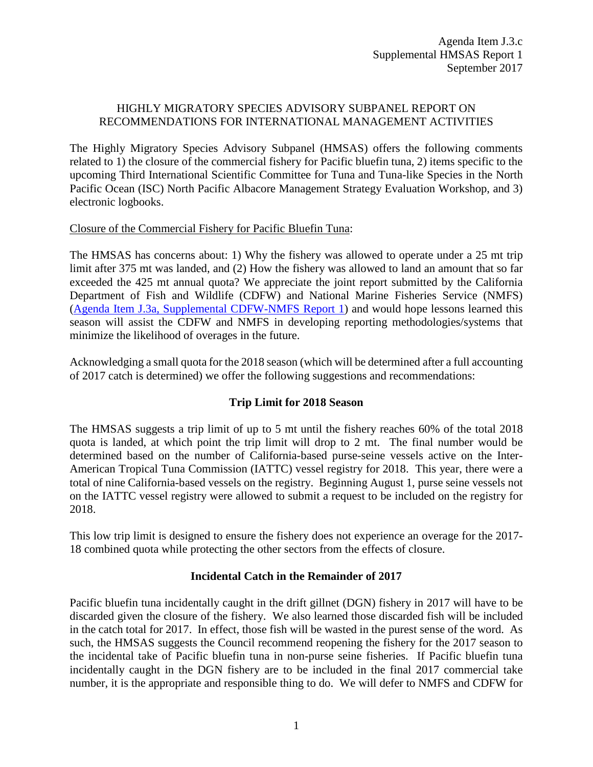Agenda Item J.3.c
Supplemental HMSAS Report 1
September 2017

# HIGHLY MIGRATORY SPECIES ADVISORY SUBPANEL REPORT ON RECOMMENDATIONS FOR INTERNATIONAL MANAGEMENT ACTIVITIES

The Highly Migratory Species Advisory Subpanel (HMSAS) offers the following comments related to 1) the closure of the commercial fishery for Pacific bluefin tuna, 2) items specific to the upcoming Third International Scientific Committee for Tuna and Tuna-like Species in the North Pacific Ocean (ISC) North Pacific Albacore Management Strategy Evaluation Workshop, and 3) electronic logbooks.

Closure of the Commercial Fishery for Pacific Bluefin Tuna:

The HMSAS has concerns about: 1) Why the fishery was allowed to operate under a 25 mt trip limit after 375 mt was landed, and (2) How the fishery was allowed to land an amount that so far exceeded the 425 mt annual quota? We appreciate the joint report submitted by the California Department of Fish and Wildlife (CDFW) and National Marine Fisheries Service (NMFS) (Agenda Item J.3a, Supplemental CDFW-NMFS Report 1) and would hope lessons learned this season will assist the CDFW and NMFS in developing reporting methodologies/systems that minimize the likelihood of overages in the future.

Acknowledging a small quota for the 2018 season (which will be determined after a full accounting of 2017 catch is determined) we offer the following suggestions and recommendations:

## Trip Limit for 2018 Season

The HMSAS suggests a trip limit of up to 5 mt until the fishery reaches 60% of the total 2018 quota is landed, at which point the trip limit will drop to 2 mt. The final number would be determined based on the number of California-based purse-seine vessels active on the Inter-American Tropical Tuna Commission (IATTC) vessel registry for 2018. This year, there were a total of nine California-based vessels on the registry. Beginning August 1, purse seine vessels not on the IATTC vessel registry were allowed to submit a request to be included on the registry for 2018.

This low trip limit is designed to ensure the fishery does not experience an overage for the 2017-18 combined quota while protecting the other sectors from the effects of closure.

## Incidental Catch in the Remainder of 2017

Pacific bluefin tuna incidentally caught in the drift gillnet (DGN) fishery in 2017 will have to be discarded given the closure of the fishery. We also learned those discarded fish will be included in the catch total for 2017. In effect, those fish will be wasted in the purest sense of the word. As such, the HMSAS suggests the Council recommend reopening the fishery for the 2017 season to the incidental take of Pacific bluefin tuna in non-purse seine fisheries. If Pacific bluefin tuna incidentally caught in the DGN fishery are to be included in the final 2017 commercial take number, it is the appropriate and responsible thing to do. We will defer to NMFS and CDFW for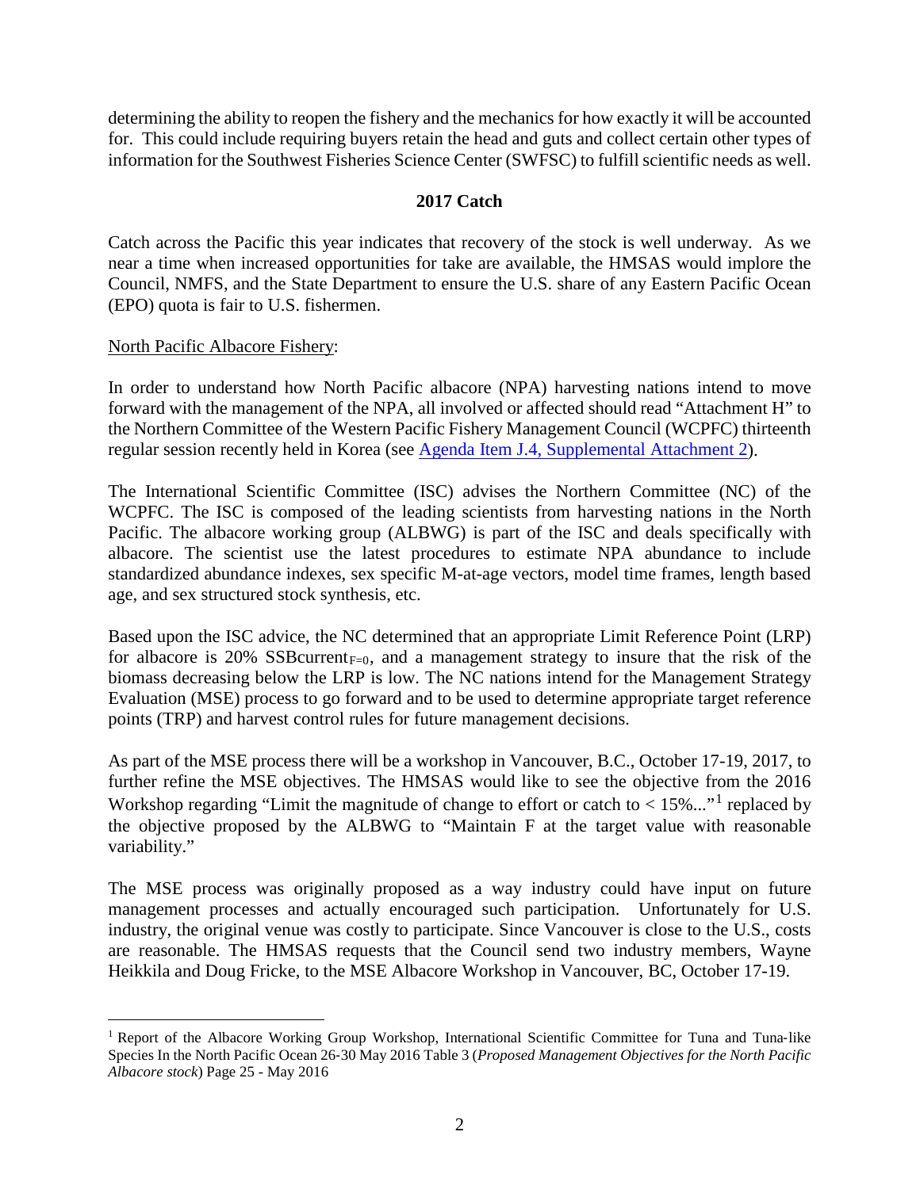determining the ability to reopen the fishery and the mechanics for how exactly it will be accounted for. This could include requiring buyers retain the head and guts and collect certain other types of information for the Southwest Fisheries Science Center (SWFSC) to fulfill scientific needs as well.

### 2017 Catch

Catch across the Pacific this year indicates that recovery of the stock is well underway. As we near a time when increased opportunities for take are available, the HMSAS would implore the Council, NMFS, and the State Department to ensure the U.S. share of any Eastern Pacific Ocean (EPO) quota is fair to U.S. fishermen.

North Pacific Albacore Fishery:

In order to understand how North Pacific albacore (NPA) harvesting nations intend to move forward with the management of the NPA, all involved or affected should read "Attachment H" to the Northern Committee of the Western Pacific Fishery Management Council (WCPFC) thirteenth regular session recently held in Korea (see Agenda Item J.4, Supplemental Attachment 2).

The International Scientific Committee (ISC) advises the Northern Committee (NC) of the WCPFC. The ISC is composed of the leading scientists from harvesting nations in the North Pacific. The albacore working group (ALBWG) is part of the ISC and deals specifically with albacore. The scientist use the latest procedures to estimate NPA abundance to include standardized abundance indexes, sex specific M-at-age vectors, model time frames, length based age, and sex structured stock synthesis, etc.

Based upon the ISC advice, the NC determined that an appropriate Limit Reference Point (LRP) for albacore is 20% $SSBcurrent_{F=0}$, and a management strategy to insure that the risk of the biomass decreasing below the LRP is low. The NC nations intend for the Management Strategy Evaluation (MSE) process to go forward and to be used to determine appropriate target reference points (TRP) and harvest control rules for future management decisions.

As part of the MSE process there will be a workshop in Vancouver, B.C., October 17-19, 2017, to further refine the MSE objectives. The HMSAS would like to see the objective from the 2016 Workshop regarding "Limit the magnitude of change to effort or catch to < 15%..."[1] replaced by the objective proposed by the ALBWG to "Maintain F at the target value with reasonable variability."

The MSE process was originally proposed as a way industry could have input on future management processes and actually encouraged such participation. Unfortunately for U.S. industry, the original venue was costly to participate. Since Vancouver is close to the U.S., costs are reasonable. The HMSAS requests that the Council send two industry members, Wayne Heikkila and Doug Fricke, to the MSE Albacore Workshop in Vancouver, BC, October 17-19.

---

[1] Report of the Albacore Working Group Workshop, International Scientific Committee for Tuna and Tuna-like Species In the North Pacific Ocean 26-30 May 2016 Table 3 (*Proposed Management Objectives for the North Pacific Albacore stock*) Page 25 - May 2016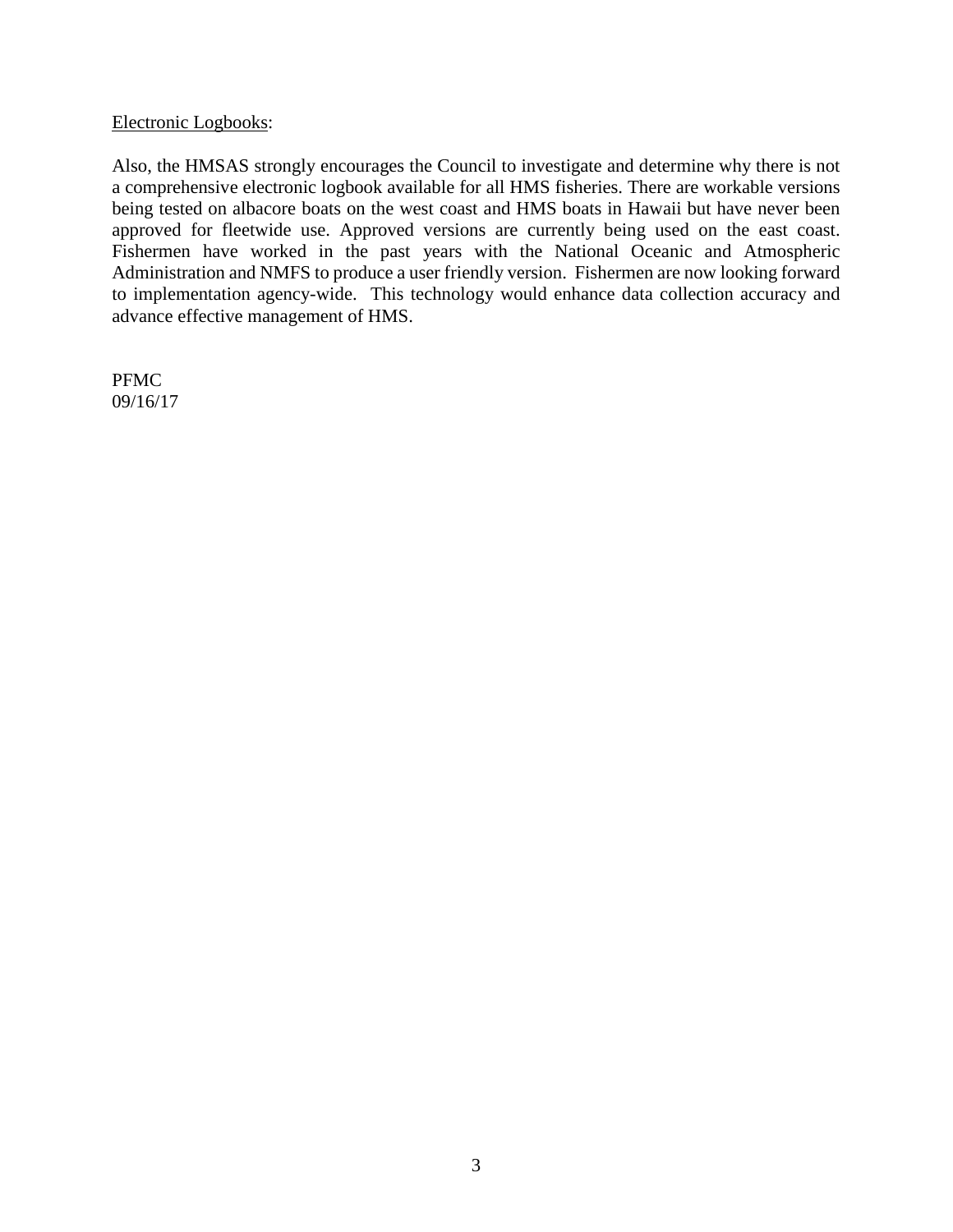Electronic Logbooks:

Also, the HMSAS strongly encourages the Council to investigate and determine why there is not a comprehensive electronic logbook available for all HMS fisheries. There are workable versions being tested on albacore boats on the west coast and HMS boats in Hawaii but have never been approved for fleetwide use. Approved versions are currently being used on the east coast. Fishermen have worked in the past years with the National Oceanic and Atmospheric Administration and NMFS to produce a user friendly version. Fishermen are now looking forward to implementation agency-wide. This technology would enhance data collection accuracy and advance effective management of HMS.

PFMC
09/16/17